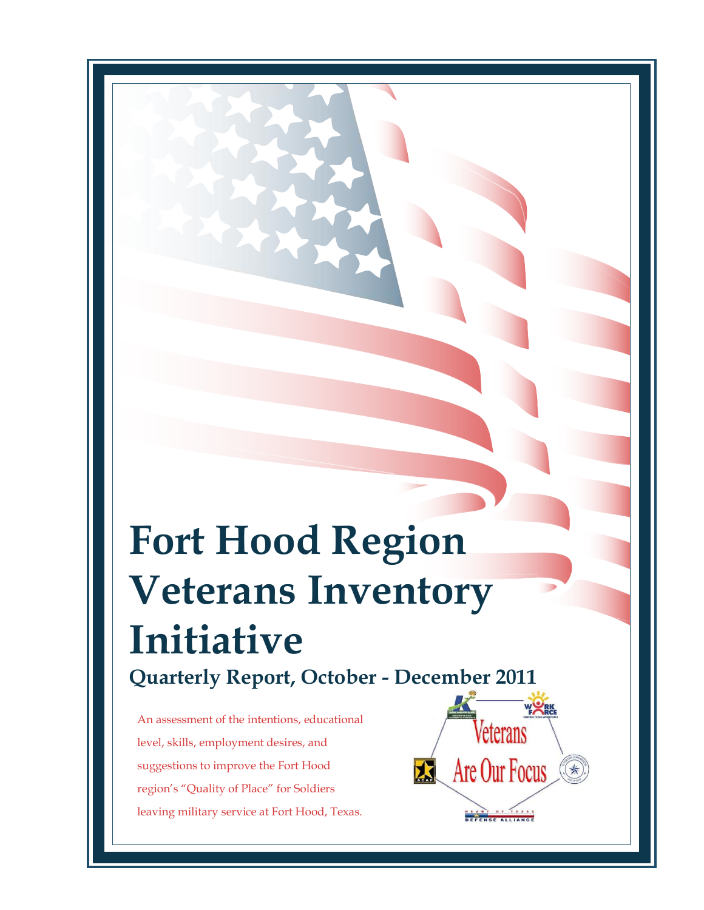# Fort Hood Region Veterans Inventory Initiative

## Quarterly Report, October - December 2011

An assessment of the intentions, educational level, skills, employment desires, and suggestions to improve the Fort Hood region's "Quality of Place" for Soldiers leaving military service at Fort Hood, Texas.

Veterans Are Our Focus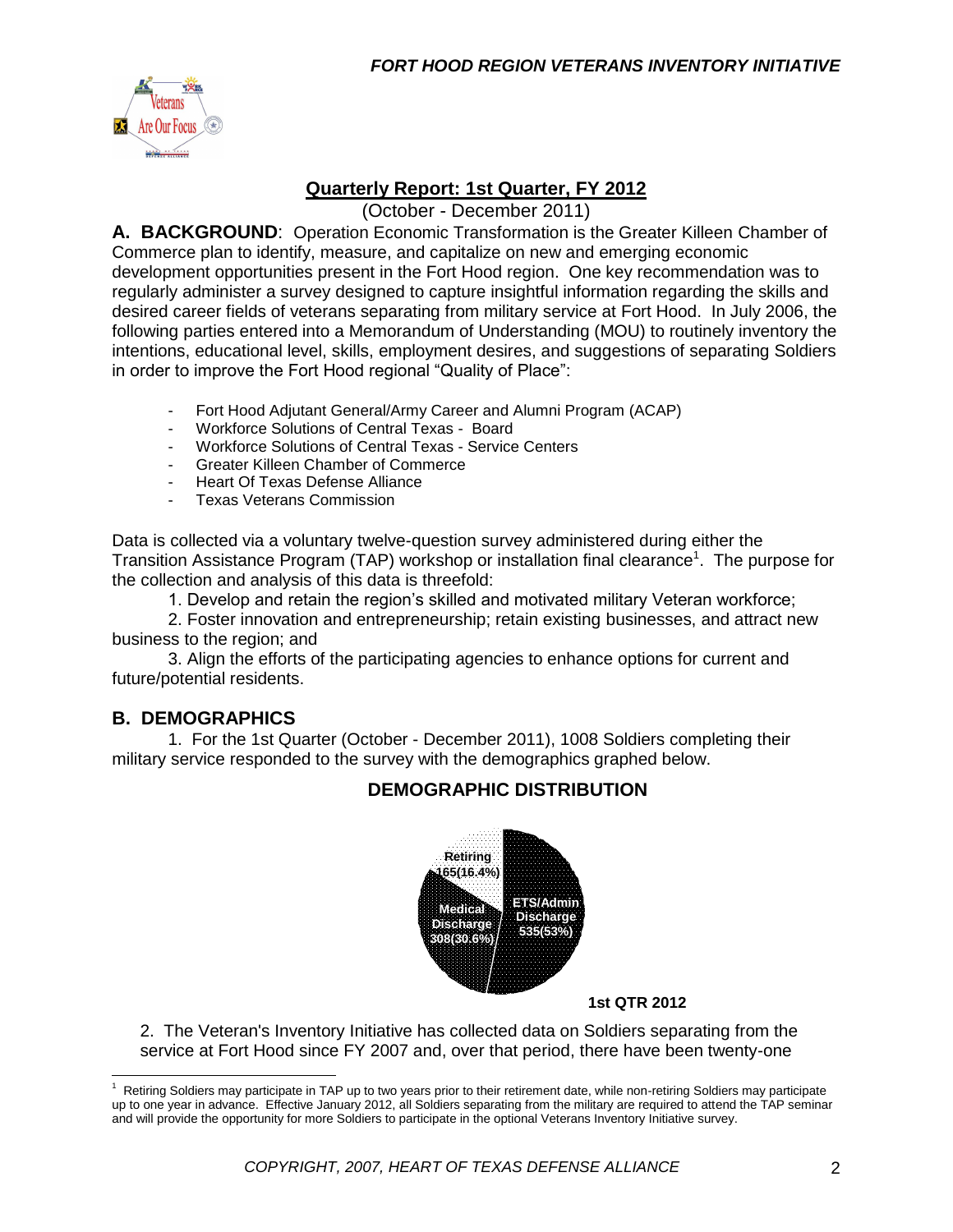## Quarterly Report: 1st Quarter, FY 2012

(October - December 2011)

**A. BACKGROUND**: Operation Economic Transformation is the Greater Killeen Chamber of Commerce plan to identify, measure, and capitalize on new and emerging economic development opportunities present in the Fort Hood region. One key recommendation was to regularly administer a survey designed to capture insightful information regarding the skills and desired career fields of veterans separating from military service at Fort Hood. In July 2006, the following parties entered into a Memorandum of Understanding (MOU) to routinely inventory the intentions, educational level, skills, employment desires, and suggestions of separating Soldiers in order to improve the Fort Hood regional "Quality of Place":

- Fort Hood Adjutant General/Army Career and Alumni Program (ACAP)
- Workforce Solutions of Central Texas - Board
- Workforce Solutions of Central Texas - Service Centers
- Greater Killeen Chamber of Commerce
- Heart Of Texas Defense Alliance
- Texas Veterans Commission

Data is collected via a voluntary twelve-question survey administered during either the Transition Assistance Program (TAP) workshop or installation final clearance[1]. The purpose for the collection and analysis of this data is threefold:

1. Develop and retain the region's skilled and motivated military Veteran workforce;
2. Foster innovation and entrepreneurship; retain existing businesses, and attract new business to the region; and
3. Align the efforts of the participating agencies to enhance options for current and future/potential residents.

## B. DEMOGRAPHICS

1. For the 1st Quarter (October - December 2011), 1008 Soldiers completing their military service responded to the survey with the demographics graphed below.

### DEMOGRAPHIC DISTRIBUTION

Retiring 165(16.4%)

Medical Discharge 308(30.6%)

ETS/Admin Discharge 535(53%)

1st QTR 2012

2. The Veteran's Inventory Initiative has collected data on Soldiers separating from the service at Fort Hood since FY 2007 and, over that period, there have been twenty-one

[1] Retiring Soldiers may participate in TAP up to two years prior to their retirement date, while non-retiring Soldiers may participate up to one year in advance. Effective January 2012, all Soldiers separating from the military are required to attend the TAP seminar and will provide the opportunity for more Soldiers to participate in the optional Veterans Inventory Initiative survey.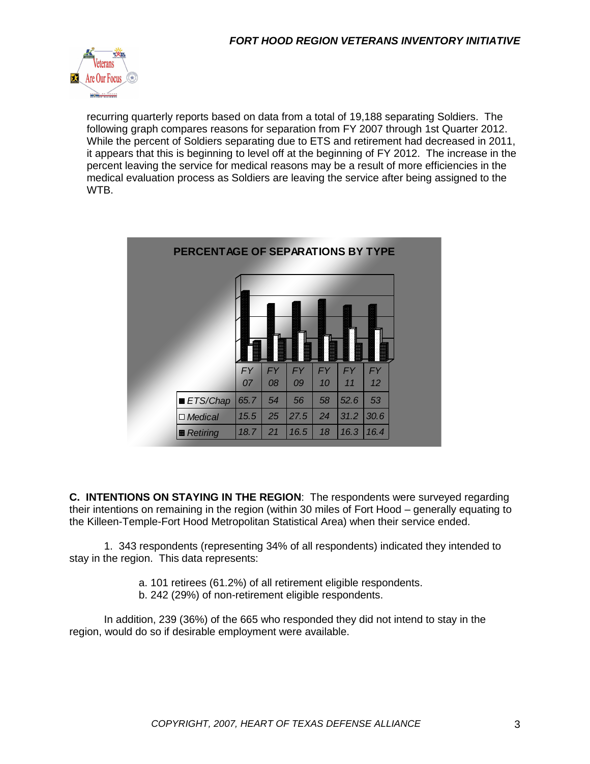recurring quarterly reports based on data from a total of 19,188 separating Soldiers. The following graph compares reasons for separation from FY 2007 through 1st Quarter 2012. While the percent of Soldiers separating due to ETS and retirement had decreased in 2011, it appears that this is beginning to level off at the beginning of FY 2012. The increase in the percent leaving the service for medical reasons may be a result of more efficiencies in the medical evaluation process as Soldiers are leaving the service after being assigned to the WTB.

**PERCENTAGE OF SEPARATIONS BY TYPE**

| | FY 07 | FY 08 | FY 09 | FY 10 | FY 11 | FY 12 |
|---|---|---|---|---|---|---|
| ETS/Chap | 65.7 | 54 | 56 | 58 | 52.6 | 53 |
| Medical | 15.5 | 25 | 27.5 | 24 | 31.2 | 30.6 |
| Retiring | 18.7 | 21 | 16.5 | 18 | 16.3 | 16.4 |

**C. INTENTIONS ON STAYING IN THE REGION**: The respondents were surveyed regarding their intentions on remaining in the region (within 30 miles of Fort Hood – generally equating to the Killeen-Temple-Fort Hood Metropolitan Statistical Area) when their service ended.

1. 343 respondents (representing 34% of all respondents) indicated they intended to stay in the region. This data represents:

a. 101 retirees (61.2%) of all retirement eligible respondents.
b. 242 (29%) of non-retirement eligible respondents.

In addition, 239 (36%) of the 665 who responded they did not intend to stay in the region, would do so if desirable employment were available.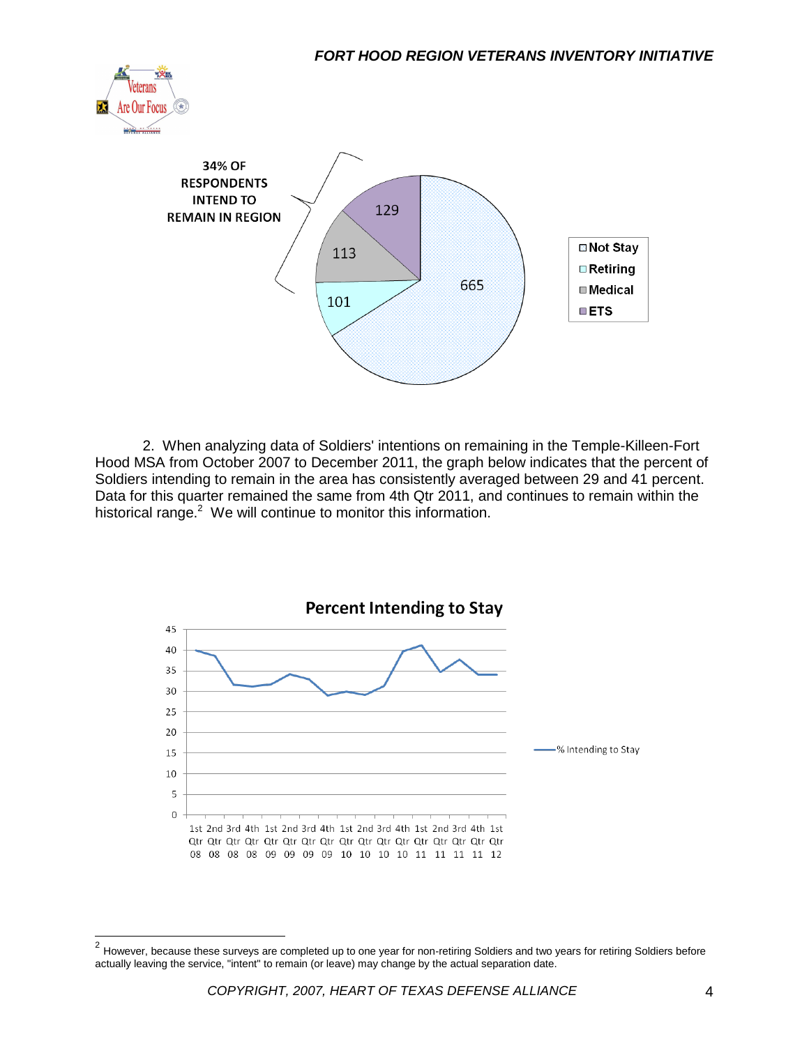34% OF RESPONDENTS INTEND TO REMAIN IN REGION

- Not Stay: 665
- Retiring: 101
- Medical: 113
- ETS: 129

2. When analyzing data of Soldiers' intentions on remaining in the Temple-Killeen-Fort Hood MSA from October 2007 to December 2011, the graph below indicates that the percent of Soldiers intending to remain in the area has consistently averaged between 29 and 41 percent. Data for this quarter remained the same from 4th Qtr 2011, and continues to remain within the historical range.[2] We will continue to monitor this information.

**Percent Intending to Stay**

(Line chart: % Intending to Stay, 1st Qtr 08 through 1st Qtr 12; y-axis 0–45)

[2] However, because these surveys are completed up to one year for non-retiring Soldiers and two years for retiring Soldiers before actually leaving the service, "intent" to remain (or leave) may change by the actual separation date.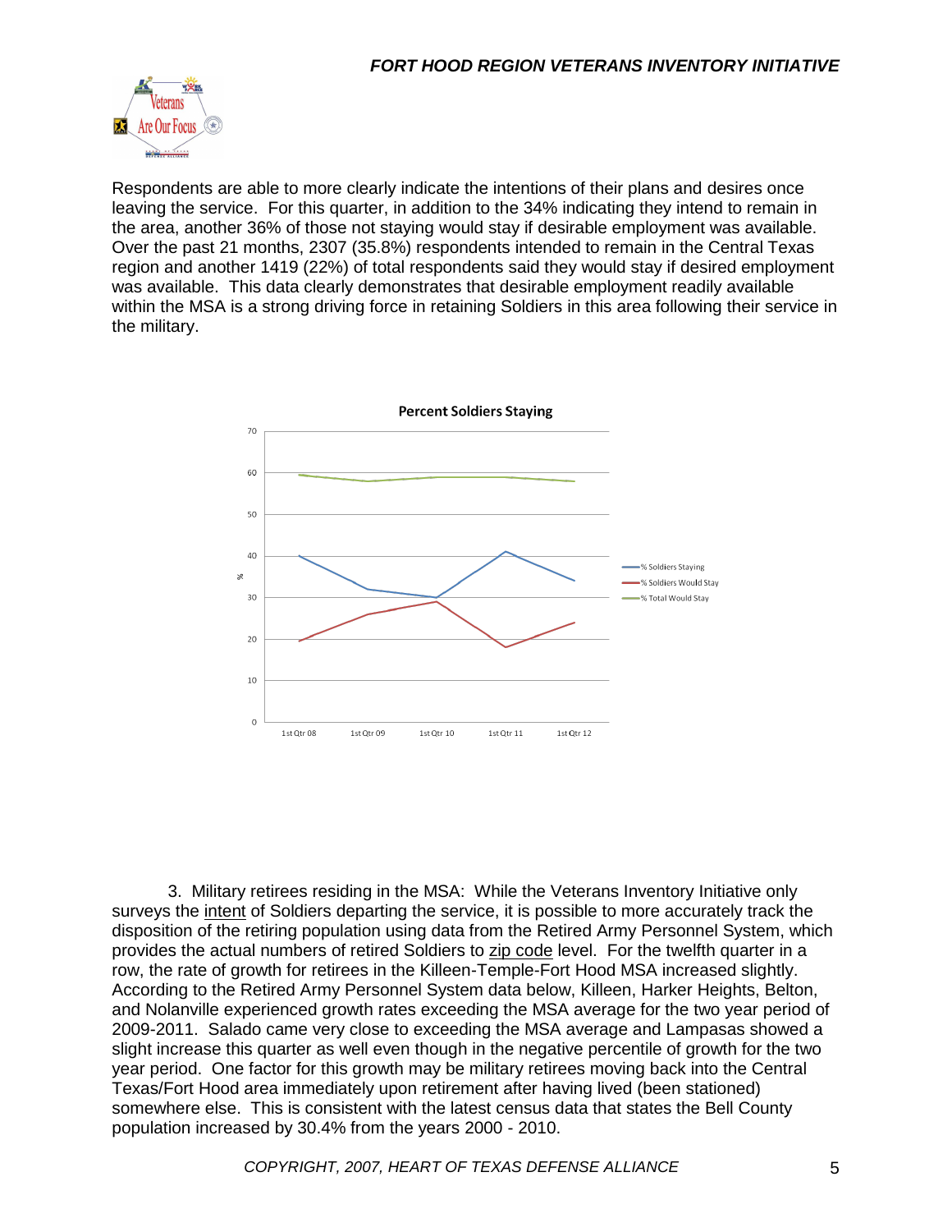Respondents are able to more clearly indicate the intentions of their plans and desires once leaving the service. For this quarter, in addition to the 34% indicating they intend to remain in the area, another 36% of those not staying would stay if desirable employment was available. Over the past 21 months, 2307 (35.8%) respondents intended to remain in the Central Texas region and another 1419 (22%) of total respondents said they would stay if desired employment was available. This data clearly demonstrates that desirable employment readily available within the MSA is a strong driving force in retaining Soldiers in this area following their service in the military.

**Percent Soldiers Staying**

(Chart legend: % Soldiers Staying; % Soldiers Would Stay; % Total Would Stay. X-axis: 1st Qtr 08, 1st Qtr 09, 1st Qtr 10, 1st Qtr 11, 1st Qtr 12. Y-axis: %, 0–70)

3. Military retirees residing in the MSA: While the Veterans Inventory Initiative only surveys the <u>intent</u> of Soldiers departing the service, it is possible to more accurately track the disposition of the retiring population using data from the Retired Army Personnel System, which provides the actual numbers of retired Soldiers to <u>zip code</u> level. For the twelfth quarter in a row, the rate of growth for retirees in the Killeen-Temple-Fort Hood MSA increased slightly. According to the Retired Army Personnel System data below, Killeen, Harker Heights, Belton, and Nolanville experienced growth rates exceeding the MSA average for the two year period of 2009-2011. Salado came very close to exceeding the MSA average and Lampasas showed a slight increase this quarter as well even though in the negative percentile of growth for the two year period. One factor for this growth may be military retirees moving back into the Central Texas/Fort Hood area immediately upon retirement after having lived (been stationed) somewhere else. This is consistent with the latest census data that states the Bell County population increased by 30.4% from the years 2000 - 2010.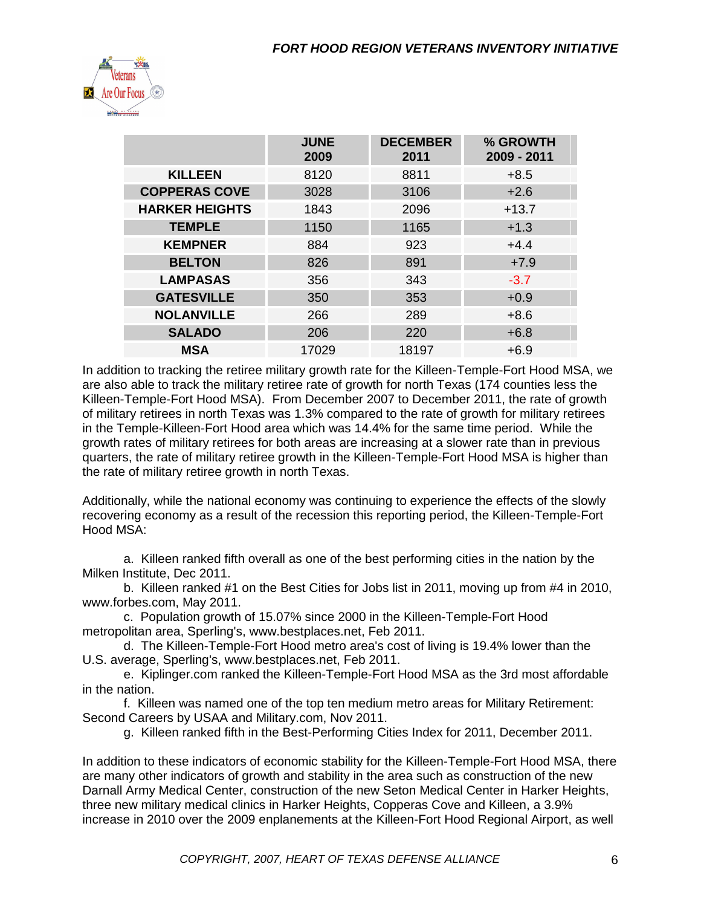| | JUNE 2009 | DECEMBER 2011 | % GROWTH 2009 - 2011 |
|---|---|---|---|
| KILLEEN | 8120 | 8811 | +8.5 |
| COPPERAS COVE | 3028 | 3106 | +2.6 |
| HARKER HEIGHTS | 1843 | 2096 | +13.7 |
| TEMPLE | 1150 | 1165 | +1.3 |
| KEMPNER | 884 | 923 | +4.4 |
| BELTON | 826 | 891 | +7.9 |
| LAMPASAS | 356 | 343 | -3.7 |
| GATESVILLE | 350 | 353 | +0.9 |
| NOLANVILLE | 266 | 289 | +8.6 |
| SALADO | 206 | 220 | +6.8 |
| MSA | 17029 | 18197 | +6.9 |

In addition to tracking the retiree military growth rate for the Killeen-Temple-Fort Hood MSA, we are also able to track the military retiree rate of growth for north Texas (174 counties less the Killeen-Temple-Fort Hood MSA). From December 2007 to December 2011, the rate of growth of military retirees in north Texas was 1.3% compared to the rate of growth for military retirees in the Temple-Killeen-Fort Hood area which was 14.4% for the same time period. While the growth rates of military retirees for both areas are increasing at a slower rate than in previous quarters, the rate of military retiree growth in the Killeen-Temple-Fort Hood MSA is higher than the rate of military retiree growth in north Texas.

Additionally, while the national economy was continuing to experience the effects of the slowly recovering economy as a result of the recession this reporting period, the Killeen-Temple-Fort Hood MSA:

a. Killeen ranked fifth overall as one of the best performing cities in the nation by the Milken Institute, Dec 2011.

b. Killeen ranked #1 on the Best Cities for Jobs list in 2011, moving up from #4 in 2010, www.forbes.com, May 2011.

c. Population growth of 15.07% since 2000 in the Killeen-Temple-Fort Hood metropolitan area, Sperling's, www.bestplaces.net, Feb 2011.

d. The Killeen-Temple-Fort Hood metro area's cost of living is 19.4% lower than the U.S. average, Sperling's, www.bestplaces.net, Feb 2011.

e. Kiplinger.com ranked the Killeen-Temple-Fort Hood MSA as the 3rd most affordable in the nation.

f. Killeen was named one of the top ten medium metro areas for Military Retirement: Second Careers by USAA and Military.com, Nov 2011.

g. Killeen ranked fifth in the Best-Performing Cities Index for 2011, December 2011.

In addition to these indicators of economic stability for the Killeen-Temple-Fort Hood MSA, there are many other indicators of growth and stability in the area such as construction of the new Darnall Army Medical Center, construction of the new Seton Medical Center in Harker Heights, three new military medical clinics in Harker Heights, Copperas Cove and Killeen, a 3.9% increase in 2010 over the 2009 enplanements at the Killeen-Fort Hood Regional Airport, as well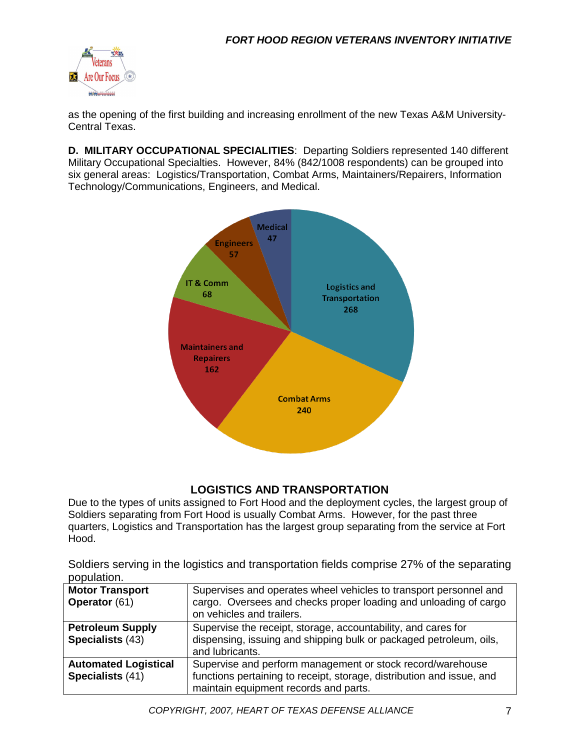as the opening of the first building and increasing enrollment of the new Texas A&M University-Central Texas.

**D. MILITARY OCCUPATIONAL SPECIALITIES**: Departing Soldiers represented 140 different Military Occupational Specialties. However, 84% (842/1008 respondents) can be grouped into six general areas: Logistics/Transportation, Combat Arms, Maintainers/Repairers, Information Technology/Communications, Engineers, and Medical.

Logistics and Transportation 268
Combat Arms 240
Maintainers and Repairers 162
IT & Comm 68
Engineers 57
Medical 47

## LOGISTICS AND TRANSPORTATION

Due to the types of units assigned to Fort Hood and the deployment cycles, the largest group of Soldiers separating from Fort Hood is usually Combat Arms. However, for the past three quarters, Logistics and Transportation has the largest group separating from the service at Fort Hood.

Soldiers serving in the logistics and transportation fields comprise 27% of the separating population.

| | |
|---|---|
| **Motor Transport Operator** (61) | Supervises and operates wheel vehicles to transport personnel and cargo. Oversees and checks proper loading and unloading of cargo on vehicles and trailers. |
| **Petroleum Supply Specialists** (43) | Supervise the receipt, storage, accountability, and cares for dispensing, issuing and shipping bulk or packaged petroleum, oils, and lubricants. |
| **Automated Logistical Specialists** (41) | Supervise and perform management or stock record/warehouse functions pertaining to receipt, storage, distribution and issue, and maintain equipment records and parts. |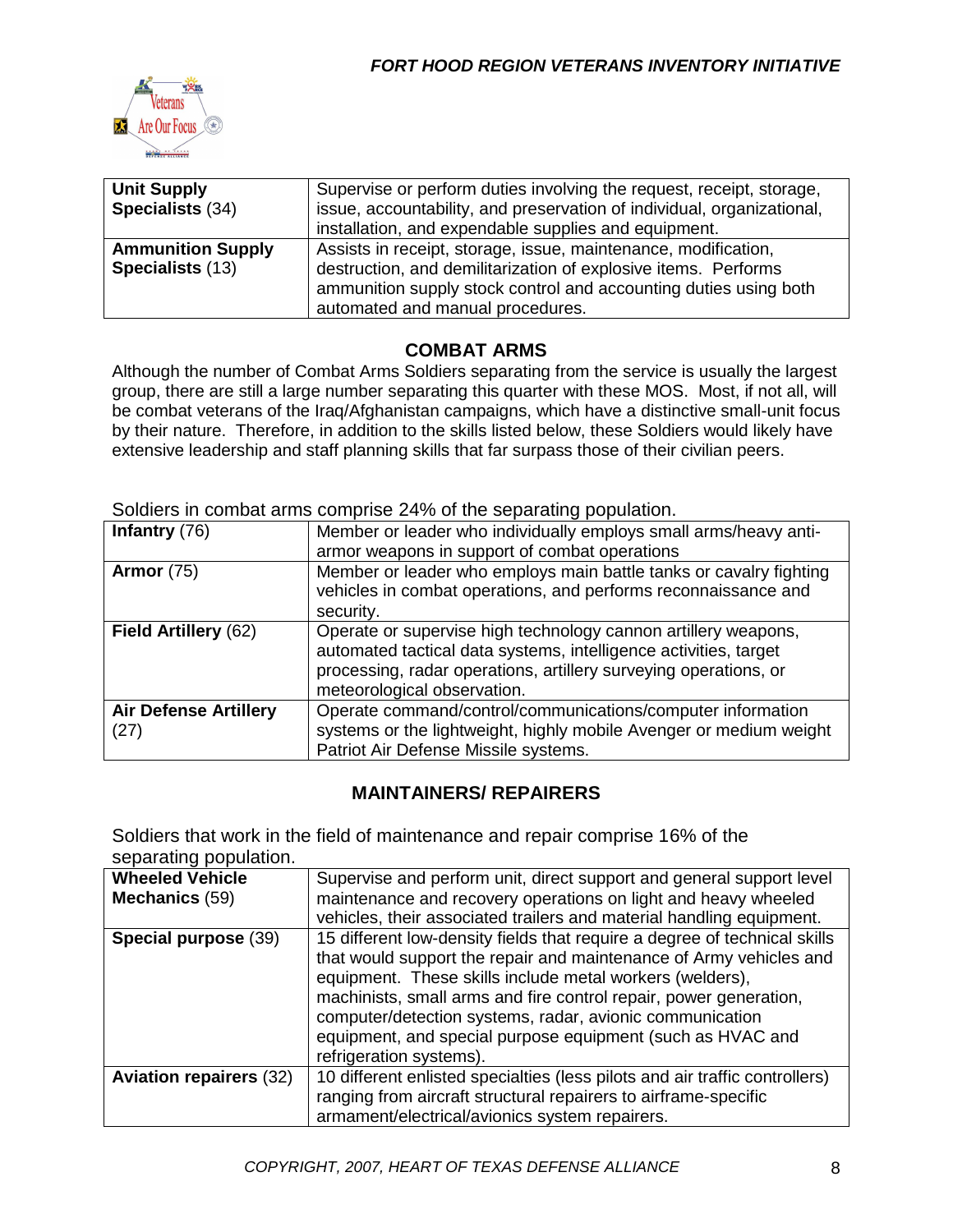| Unit Supply Specialists (34) | Supervise or perform duties involving the request, receipt, storage, issue, accountability, and preservation of individual, organizational, installation, and expendable supplies and equipment. |
|---|---|
| **Ammunition Supply Specialists** (13) | Assists in receipt, storage, issue, maintenance, modification, destruction, and demilitarization of explosive items. Performs ammunition supply stock control and accounting duties using both automated and manual procedures. |

## COMBAT ARMS

Although the number of Combat Arms Soldiers separating from the service is usually the largest group, there are still a large number separating this quarter with these MOS. Most, if not all, will be combat veterans of the Iraq/Afghanistan campaigns, which have a distinctive small-unit focus by their nature. Therefore, in addition to the skills listed below, these Soldiers would likely have extensive leadership and staff planning skills that far surpass those of their civilian peers.

Soldiers in combat arms comprise 24% of the separating population.

| **Infantry** (76) | Member or leader who individually employs small arms/heavy anti-armor weapons in support of combat operations |
|---|---|
| **Armor** (75) | Member or leader who employs main battle tanks or cavalry fighting vehicles in combat operations, and performs reconnaissance and security. |
| **Field Artillery** (62) | Operate or supervise high technology cannon artillery weapons, automated tactical data systems, intelligence activities, target processing, radar operations, artillery surveying operations, or meteorological observation. |
| **Air Defense Artillery** (27) | Operate command/control/communications/computer information systems or the lightweight, highly mobile Avenger or medium weight Patriot Air Defense Missile systems. |

## MAINTAINERS/ REPAIRERS

Soldiers that work in the field of maintenance and repair comprise 16% of the separating population.

| **Wheeled Vehicle Mechanics** (59) | Supervise and perform unit, direct support and general support level maintenance and recovery operations on light and heavy wheeled vehicles, their associated trailers and material handling equipment. |
|---|---|
| **Special purpose** (39) | 15 different low-density fields that require a degree of technical skills that would support the repair and maintenance of Army vehicles and equipment. These skills include metal workers (welders), machinists, small arms and fire control repair, power generation, computer/detection systems, radar, avionic communication equipment, and special purpose equipment (such as HVAC and refrigeration systems). |
| **Aviation repairers** (32) | 10 different enlisted specialties (less pilots and air traffic controllers) ranging from aircraft structural repairers to airframe-specific armament/electrical/avionics system repairers. |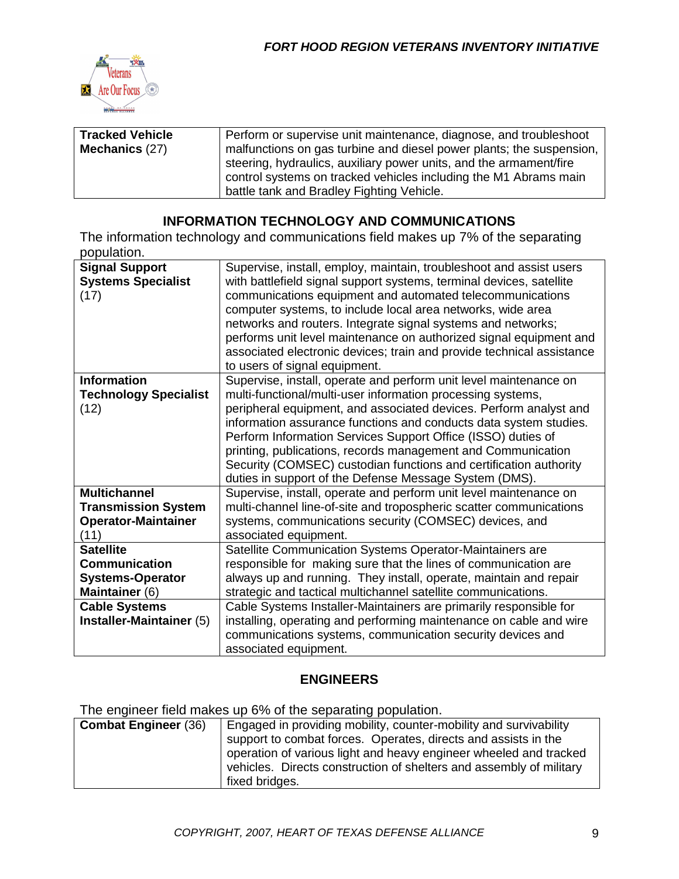| Tracked Vehicle Mechanics (27) | Perform or supervise unit maintenance, diagnose, and troubleshoot malfunctions on gas turbine and diesel power plants; the suspension, steering, hydraulics, auxiliary power units, and the armament/fire control systems on tracked vehicles including the M1 Abrams main battle tank and Bradley Fighting Vehicle. |
|---|---|

## INFORMATION TECHNOLOGY AND COMMUNICATIONS

The information technology and communications field makes up 7% of the separating population.

| Signal Support Systems Specialist (17) | Supervise, install, employ, maintain, troubleshoot and assist users with battlefield signal support systems, terminal devices, satellite communications equipment and automated telecommunications computer systems, to include local area networks, wide area networks and routers. Integrate signal systems and networks; performs unit level maintenance on authorized signal equipment and associated electronic devices; train and provide technical assistance to users of signal equipment. |
|---|---|
| **Information Technology Specialist** (12) | Supervise, install, operate and perform unit level maintenance on multi-functional/multi-user information processing systems, peripheral equipment, and associated devices. Perform analyst and information assurance functions and conducts data system studies. Perform Information Services Support Office (ISSO) duties of printing, publications, records management and Communication Security (COMSEC) custodian functions and certification authority duties in support of the Defense Message System (DMS). |
| **Multichannel Transmission System Operator-Maintainer** (11) | Supervise, install, operate and perform unit level maintenance on multi-channel line-of-site and tropospheric scatter communications systems, communications security (COMSEC) devices, and associated equipment. |
| **Satellite Communication Systems-Operator Maintainer** (6) | Satellite Communication Systems Operator-Maintainers are responsible for making sure that the lines of communication are always up and running. They install, operate, maintain and repair strategic and tactical multichannel satellite communications. |
| **Cable Systems Installer-Maintainer** (5) | Cable Systems Installer-Maintainers are primarily responsible for installing, operating and performing maintenance on cable and wire communications systems, communication security devices and associated equipment. |

## ENGINEERS

The engineer field makes up 6% of the separating population.

| Combat Engineer (36) | Engaged in providing mobility, counter-mobility and survivability support to combat forces. Operates, directs and assists in the operation of various light and heavy engineer wheeled and tracked vehicles. Directs construction of shelters and assembly of military fixed bridges. |
|---|---|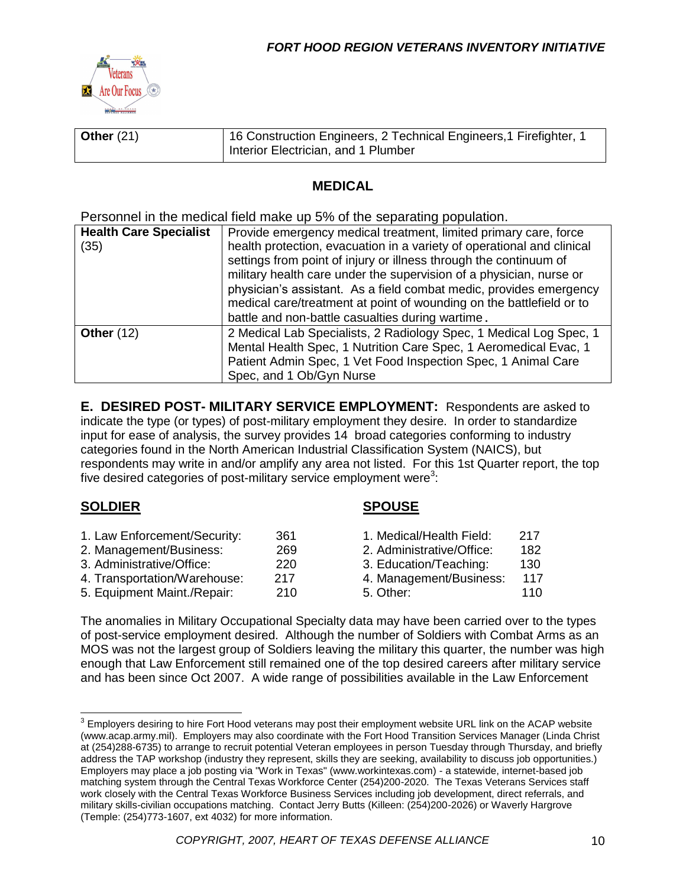| | |
|---|---|
| **Other** (21) | 16 Construction Engineers, 2 Technical Engineers,1 Firefighter, 1 Interior Electrician, and 1 Plumber |

## MEDICAL

Personnel in the medical field make up 5% of the separating population.

| | |
|---|---|
| **Health Care Specialist** (35) | Provide emergency medical treatment, limited primary care, force health protection, evacuation in a variety of operational and clinical settings from point of injury or illness through the continuum of military health care under the supervision of a physician, nurse or physician's assistant. As a field combat medic, provides emergency medical care/treatment at point of wounding on the battlefield or to battle and non-battle casualties during wartime. |
| **Other** (12) | 2 Medical Lab Specialists, 2 Radiology Spec, 1 Medical Log Spec, 1 Mental Health Spec, 1 Nutrition Care Spec, 1 Aeromedical Evac, 1 Patient Admin Spec, 1 Vet Food Inspection Spec, 1 Animal Care Spec, and 1 Ob/Gyn Nurse |

**E. DESIRED POST- MILITARY SERVICE EMPLOYMENT:** Respondents are asked to indicate the type (or types) of post-military employment they desire. In order to standardize input for ease of analysis, the survey provides 14 broad categories conforming to industry categories found in the North American Industrial Classification System (NAICS), but respondents may write in and/or amplify any area not listed. For this 1st Quarter report, the top five desired categories of post-military service employment were[3]:

**SOLDIER**

1. Law Enforcement/Security: 361
2. Management/Business: 269
3. Administrative/Office: 220
4. Transportation/Warehouse: 217
5. Equipment Maint./Repair: 210

**SPOUSE**

1. Medical/Health Field: 217
2. Administrative/Office: 182
3. Education/Teaching: 130
4. Management/Business: 117
5. Other: 110

The anomalies in Military Occupational Specialty data may have been carried over to the types of post-service employment desired. Although the number of Soldiers with Combat Arms as an MOS was not the largest group of Soldiers leaving the military this quarter, the number was high enough that Law Enforcement still remained one of the top desired careers after military service and has been since Oct 2007. A wide range of possibilities available in the Law Enforcement

[3] Employers desiring to hire Fort Hood veterans may post their employment website URL link on the ACAP website (www.acap.army.mil). Employers may also coordinate with the Fort Hood Transition Services Manager (Linda Christ at (254)288-6735) to arrange to recruit potential Veteran employees in person Tuesday through Thursday, and briefly address the TAP workshop (industry they represent, skills they are seeking, availability to discuss job opportunities.) Employers may place a job posting via "Work in Texas" (www.workintexas.com) - a statewide, internet-based job matching system through the Central Texas Workforce Center (254)200-2020. The Texas Veterans Services staff work closely with the Central Texas Workforce Business Services including job development, direct referrals, and military skills-civilian occupations matching. Contact Jerry Butts (Killeen: (254)200-2026) or Waverly Hargrove (Temple: (254)773-1607, ext 4032) for more information.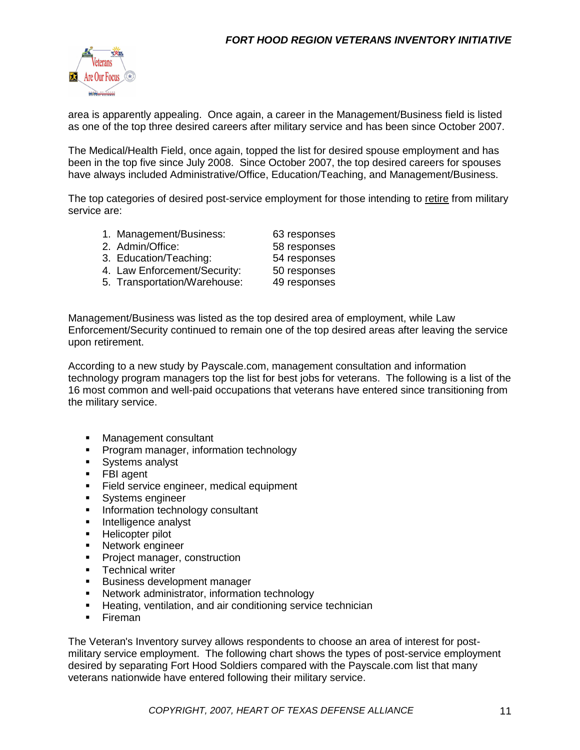area is apparently appealing. Once again, a career in the Management/Business field is listed as one of the top three desired careers after military service and has been since October 2007.

The Medical/Health Field, once again, topped the list for desired spouse employment and has been in the top five since July 2008. Since October 2007, the top desired careers for spouses have always included Administrative/Office, Education/Teaching, and Management/Business.

The top categories of desired post-service employment for those intending to retire from military service are:

1. Management/Business: 63 responses
2. Admin/Office: 58 responses
3. Education/Teaching: 54 responses
4. Law Enforcement/Security: 50 responses
5. Transportation/Warehouse: 49 responses

Management/Business was listed as the top desired area of employment, while Law Enforcement/Security continued to remain one of the top desired areas after leaving the service upon retirement.

According to a new study by Payscale.com, management consultation and information technology program managers top the list for best jobs for veterans. The following is a list of the 16 most common and well-paid occupations that veterans have entered since transitioning from the military service.

- Management consultant
- Program manager, information technology
- Systems analyst
- FBI agent
- Field service engineer, medical equipment
- Systems engineer
- Information technology consultant
- Intelligence analyst
- Helicopter pilot
- Network engineer
- Project manager, construction
- Technical writer
- Business development manager
- Network administrator, information technology
- Heating, ventilation, and air conditioning service technician
- Fireman

The Veteran's Inventory survey allows respondents to choose an area of interest for post-military service employment. The following chart shows the types of post-service employment desired by separating Fort Hood Soldiers compared with the Payscale.com list that many veterans nationwide have entered following their military service.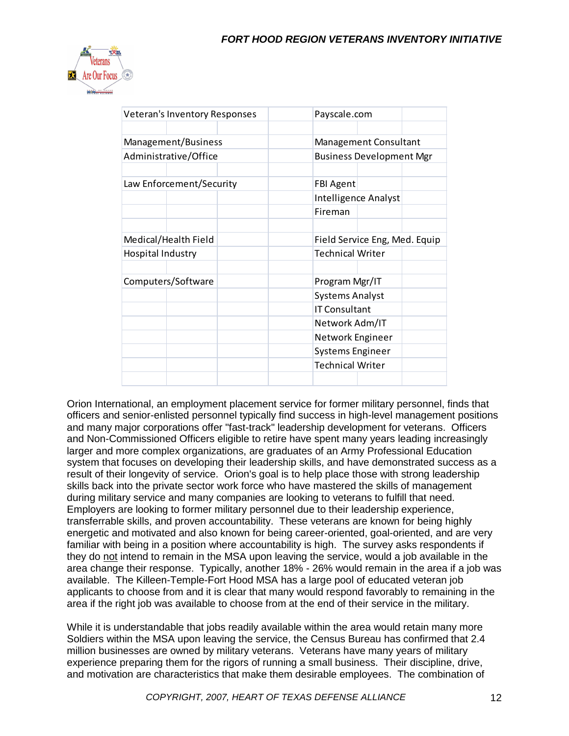| Veteran's Inventory Responses | Payscale.com |
|---|---|
| | |
| Management/Business | Management Consultant |
| Administrative/Office | Business Development Mgr |
| | |
| Law Enforcement/Security | FBI Agent |
| | Intelligence Analyst |
| | Fireman |
| | |
| Medical/Health Field | Field Service Eng, Med. Equip |
| Hospital Industry | Technical Writer |
| | |
| Computers/Software | Program Mgr/IT |
| | Systems Analyst |
| | IT Consultant |
| | Network Adm/IT |
| | Network Engineer |
| | Systems Engineer |
| | Technical Writer |

Orion International, an employment placement service for former military personnel, finds that officers and senior-enlisted personnel typically find success in high-level management positions and many major corporations offer "fast-track" leadership development for veterans. Officers and Non-Commissioned Officers eligible to retire have spent many years leading increasingly larger and more complex organizations, are graduates of an Army Professional Education system that focuses on developing their leadership skills, and have demonstrated success as a result of their longevity of service. Orion's goal is to help place those with strong leadership skills back into the private sector work force who have mastered the skills of management during military service and many companies are looking to veterans to fulfill that need. Employers are looking to former military personnel due to their leadership experience, transferrable skills, and proven accountability. These veterans are known for being highly energetic and motivated and also known for being career-oriented, goal-oriented, and are very familiar with being in a position where accountability is high. The survey asks respondents if they do not intend to remain in the MSA upon leaving the service, would a job available in the area change their response. Typically, another 18% - 26% would remain in the area if a job was available. The Killeen-Temple-Fort Hood MSA has a large pool of educated veteran job applicants to choose from and it is clear that many would respond favorably to remaining in the area if the right job was available to choose from at the end of their service in the military.

While it is understandable that jobs readily available within the area would retain many more Soldiers within the MSA upon leaving the service, the Census Bureau has confirmed that 2.4 million businesses are owned by military veterans. Veterans have many years of military experience preparing them for the rigors of running a small business. Their discipline, drive, and motivation are characteristics that make them desirable employees. The combination of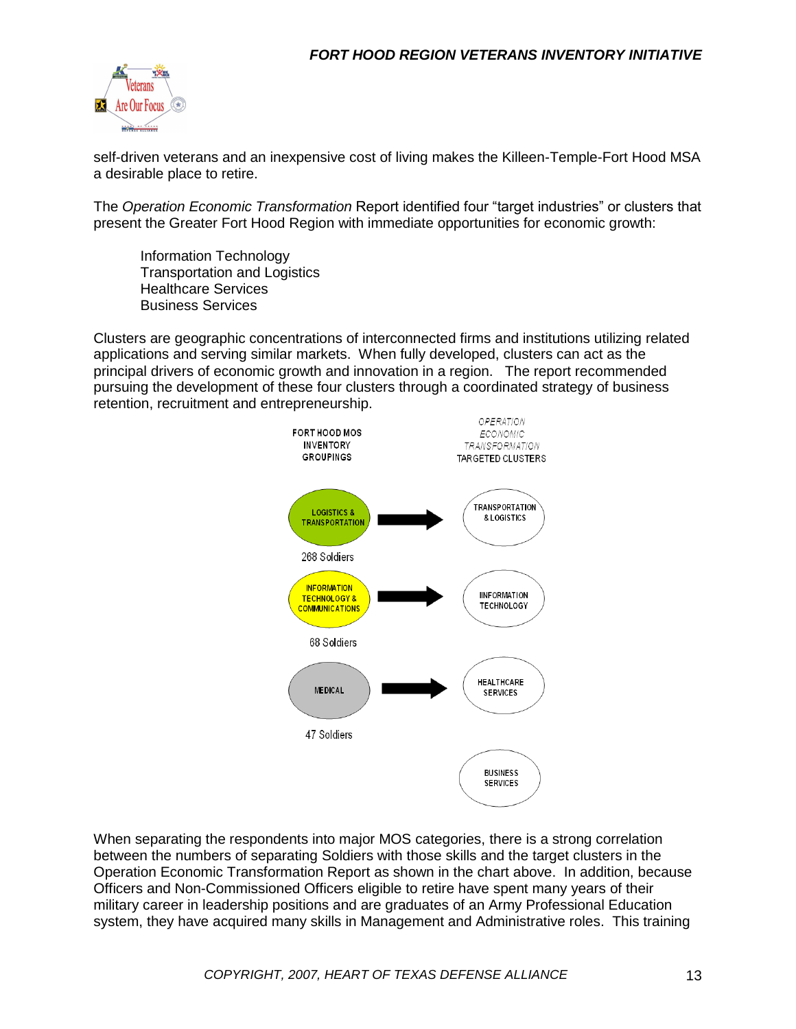self-driven veterans and an inexpensive cost of living makes the Killeen-Temple-Fort Hood MSA a desirable place to retire.

The *Operation Economic Transformation* Report identified four "target industries" or clusters that present the Greater Fort Hood Region with immediate opportunities for economic growth:

Information Technology
Transportation and Logistics
Healthcare Services
Business Services

Clusters are geographic concentrations of interconnected firms and institutions utilizing related applications and serving similar markets. When fully developed, clusters can act as the principal drivers of economic growth and innovation in a region. The report recommended pursuing the development of these four clusters through a coordinated strategy of business retention, recruitment and entrepreneurship.

| FORT HOOD MOS INVENTORY GROUPINGS | | *OPERATION ECONOMIC TRANSFORMATION* TARGETED CLUSTERS |
|---|---|---|
| LOGISTICS & TRANSPORTATION (268 Soldiers) | → | TRANSPORTATION & LOGISTICS |
| INFORMATION TECHNOLOGY & COMMUNICATIONS (68 Soldiers) | → | IINFORMATION TECHNOLOGY |
| MEDICAL (47 Soldiers) | → | HEALTHCARE SERVICES |
| | | BUSINESS SERVICES |

When separating the respondents into major MOS categories, there is a strong correlation between the numbers of separating Soldiers with those skills and the target clusters in the Operation Economic Transformation Report as shown in the chart above. In addition, because Officers and Non-Commissioned Officers eligible to retire have spent many years of their military career in leadership positions and are graduates of an Army Professional Education system, they have acquired many skills in Management and Administrative roles. This training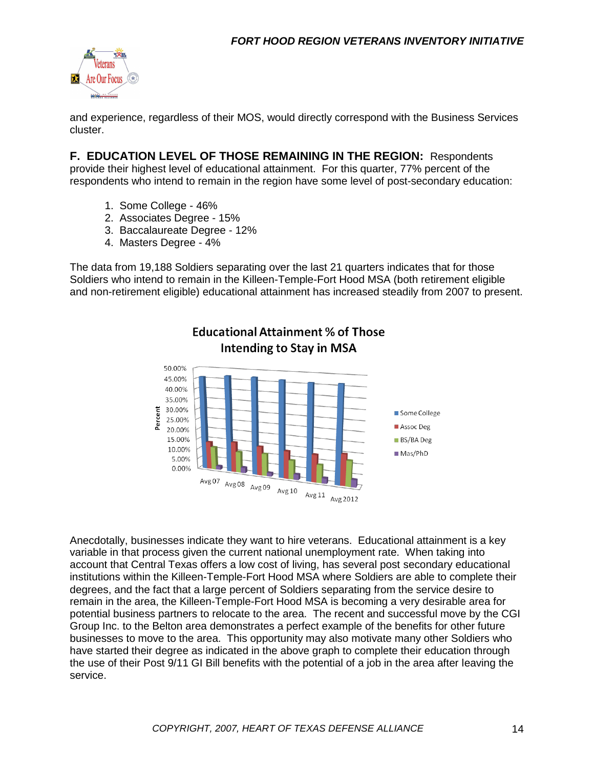and experience, regardless of their MOS, would directly correspond with the Business Services cluster.

**F. EDUCATION LEVEL OF THOSE REMAINING IN THE REGION:** Respondents provide their highest level of educational attainment. For this quarter, 77% percent of the respondents who intend to remain in the region have some level of post-secondary education:

1. Some College - 46%
2. Associates Degree - 15%
3. Baccalaureate Degree - 12%
4. Masters Degree - 4%

The data from 19,188 Soldiers separating over the last 21 quarters indicates that for those Soldiers who intend to remain in the Killeen-Temple-Fort Hood MSA (both retirement eligible and non-retirement eligible) educational attainment has increased steadily from 2007 to present.

Anecdotally, businesses indicate they want to hire veterans. Educational attainment is a key variable in that process given the current national unemployment rate. When taking into account that Central Texas offers a low cost of living, has several post secondary educational institutions within the Killeen-Temple-Fort Hood MSA where Soldiers are able to complete their degrees, and the fact that a large percent of Soldiers separating from the service desire to remain in the area, the Killeen-Temple-Fort Hood MSA is becoming a very desirable area for potential business partners to relocate to the area. The recent and successful move by the CGI Group Inc. to the Belton area demonstrates a perfect example of the benefits for other future businesses to move to the area. This opportunity may also motivate many other Soldiers who have started their degree as indicated in the above graph to complete their education through the use of their Post 9/11 GI Bill benefits with the potential of a job in the area after leaving the service.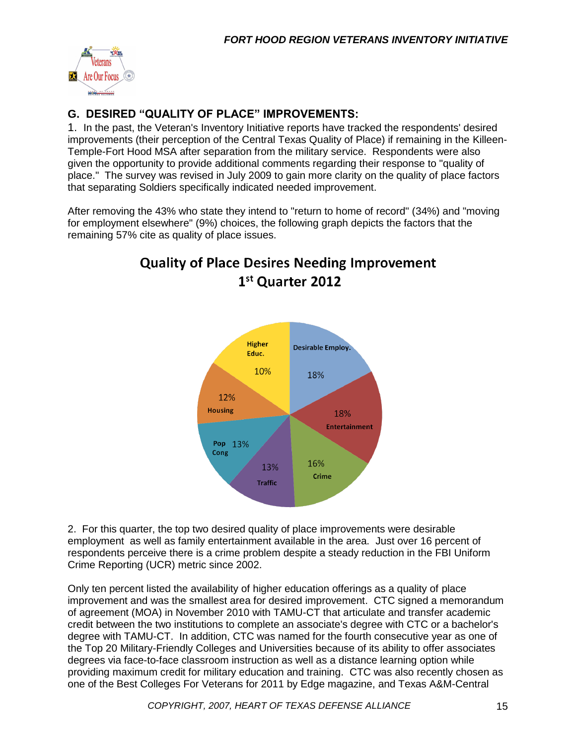## G. DESIRED "QUALITY OF PLACE" IMPROVEMENTS:

1. In the past, the Veteran's Inventory Initiative reports have tracked the respondents' desired improvements (their perception of the Central Texas Quality of Place) if remaining in the Killeen-Temple-Fort Hood MSA after separation from the military service. Respondents were also given the opportunity to provide additional comments regarding their response to "quality of place." The survey was revised in July 2009 to gain more clarity on the quality of place factors that separating Soldiers specifically indicated needed improvement.

After removing the 43% who state they intend to "return to home of record" (34%) and "moving for employment elsewhere" (9%) choices, the following graph depicts the factors that the remaining 57% cite as quality of place issues.

**Quality of Place Desires Needing Improvement**
**1st Quarter 2012**

| Factor | Percent |
|---|---|
| Desirable Employ. | 18% |
| Entertainment | 18% |
| Crime | 16% |
| Traffic | 13% |
| Pop Cong | 13% |
| Housing | 12% |
| Higher Educ. | 10% |

2. For this quarter, the top two desired quality of place improvements were desirable employment as well as family entertainment available in the area. Just over 16 percent of respondents perceive there is a crime problem despite a steady reduction in the FBI Uniform Crime Reporting (UCR) metric since 2002.

Only ten percent listed the availability of higher education offerings as a quality of place improvement and was the smallest area for desired improvement. CTC signed a memorandum of agreement (MOA) in November 2010 with TAMU-CT that articulate and transfer academic credit between the two institutions to complete an associate's degree with CTC or a bachelor's degree with TAMU-CT. In addition, CTC was named for the fourth consecutive year as one of the Top 20 Military-Friendly Colleges and Universities because of its ability to offer associates degrees via face-to-face classroom instruction as well as a distance learning option while providing maximum credit for military education and training. CTC was also recently chosen as one of the Best Colleges For Veterans for 2011 by Edge magazine, and Texas A&M-Central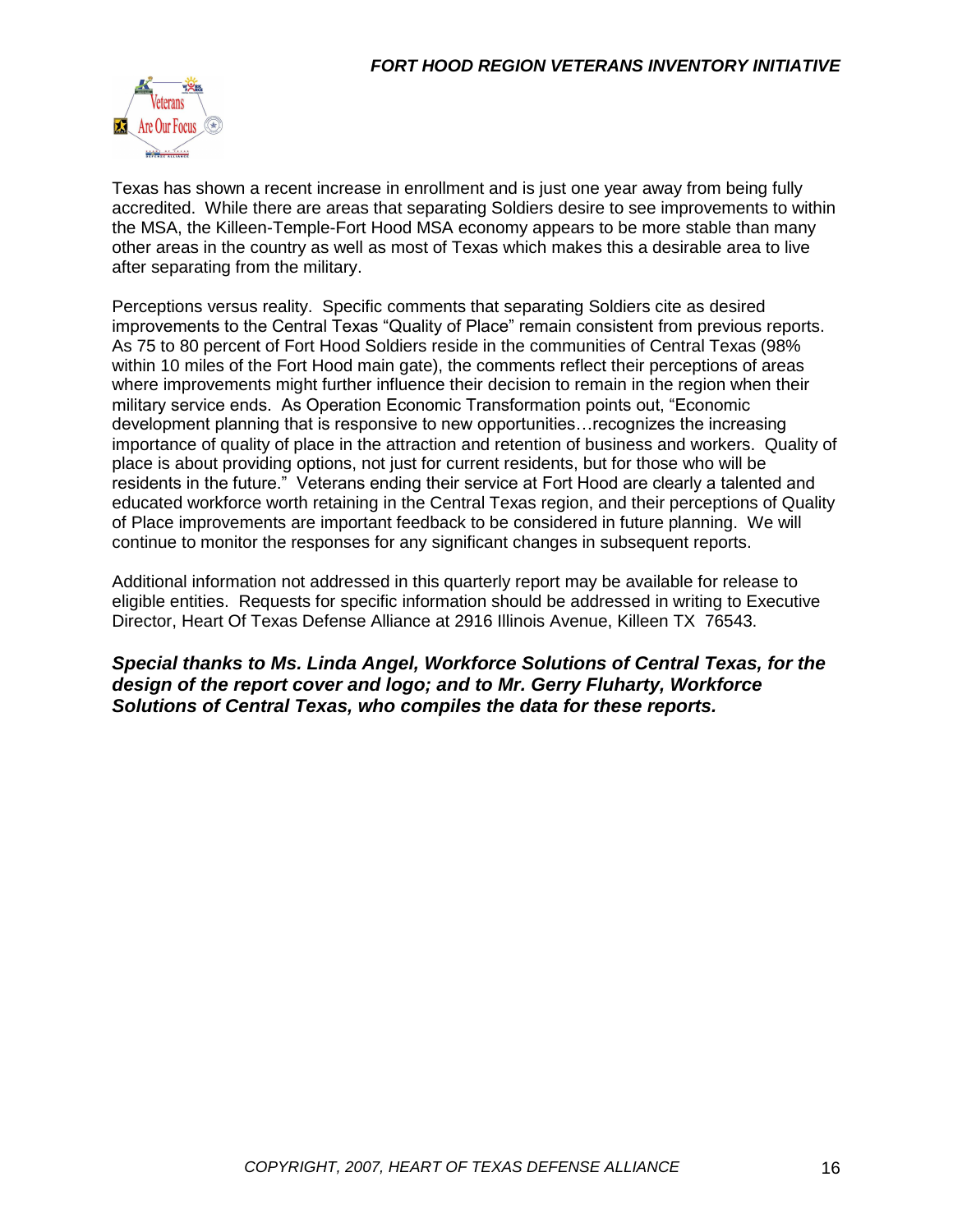Texas has shown a recent increase in enrollment and is just one year away from being fully accredited. While there are areas that separating Soldiers desire to see improvements to within the MSA, the Killeen-Temple-Fort Hood MSA economy appears to be more stable than many other areas in the country as well as most of Texas which makes this a desirable area to live after separating from the military.

Perceptions versus reality. Specific comments that separating Soldiers cite as desired improvements to the Central Texas "Quality of Place" remain consistent from previous reports. As 75 to 80 percent of Fort Hood Soldiers reside in the communities of Central Texas (98% within 10 miles of the Fort Hood main gate), the comments reflect their perceptions of areas where improvements might further influence their decision to remain in the region when their military service ends. As Operation Economic Transformation points out, "Economic development planning that is responsive to new opportunities…recognizes the increasing importance of quality of place in the attraction and retention of business and workers. Quality of place is about providing options, not just for current residents, but for those who will be residents in the future." Veterans ending their service at Fort Hood are clearly a talented and educated workforce worth retaining in the Central Texas region, and their perceptions of Quality of Place improvements are important feedback to be considered in future planning. We will continue to monitor the responses for any significant changes in subsequent reports.

Additional information not addressed in this quarterly report may be available for release to eligible entities. Requests for specific information should be addressed in writing to Executive Director, Heart Of Texas Defense Alliance at 2916 Illinois Avenue, Killeen TX 76543.

***Special thanks to Ms. Linda Angel, Workforce Solutions of Central Texas, for the design of the report cover and logo; and to Mr. Gerry Fluharty, Workforce Solutions of Central Texas, who compiles the data for these reports.***